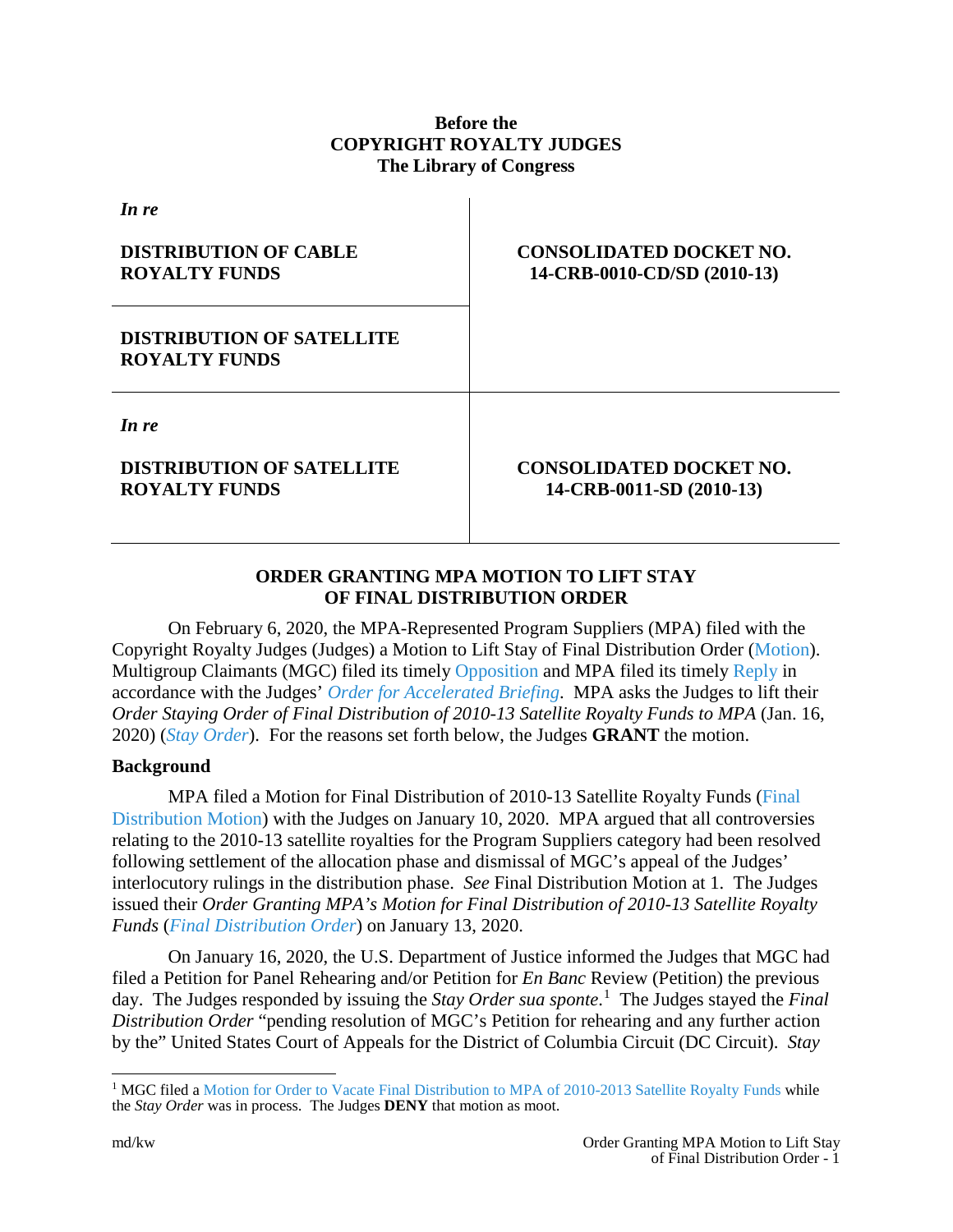**Before the**
**COPYRIGHT ROYALTY JUDGES**
**The Library of Congress**

| *In re* **DISTRIBUTION OF CABLE ROYALTY FUNDS** | **CONSOLIDATED DOCKET NO. 14-CRB-0010-CD/SD (2010-13)** |
|---|---|
| **DISTRIBUTION OF SATELLITE ROYALTY FUNDS** | |
| *In re* **DISTRIBUTION OF SATELLITE ROYALTY FUNDS** | **CONSOLIDATED DOCKET NO. 14-CRB-0011-SD (2010-13)** |

**ORDER GRANTING MPA MOTION TO LIFT STAY OF FINAL DISTRIBUTION ORDER**

On February 6, 2020, the MPA-Represented Program Suppliers (MPA) filed with the Copyright Royalty Judges (Judges) a Motion to Lift Stay of Final Distribution Order (Motion). Multigroup Claimants (MGC) filed its timely Opposition and MPA filed its timely Reply in accordance with the Judges' *Order for Accelerated Briefing*. MPA asks the Judges to lift their *Order Staying Order of Final Distribution of 2010-13 Satellite Royalty Funds to MPA* (Jan. 16, 2020) (*Stay Order*). For the reasons set forth below, the Judges **GRANT** the motion.

**Background**

MPA filed a Motion for Final Distribution of 2010-13 Satellite Royalty Funds (Final Distribution Motion) with the Judges on January 10, 2020. MPA argued that all controversies relating to the 2010-13 satellite royalties for the Program Suppliers category had been resolved following settlement of the allocation phase and dismissal of MGC's appeal of the Judges' interlocutory rulings in the distribution phase. *See* Final Distribution Motion at 1. The Judges issued their *Order Granting MPA's Motion for Final Distribution of 2010-13 Satellite Royalty Funds* (*Final Distribution Order*) on January 13, 2020.

On January 16, 2020, the U.S. Department of Justice informed the Judges that MGC had filed a Petition for Panel Rehearing and/or Petition for *En Banc* Review (Petition) the previous day. The Judges responded by issuing the *Stay Order sua sponte*.[1] The Judges stayed the *Final Distribution Order* "pending resolution of MGC's Petition for rehearing and any further action by the" United States Court of Appeals for the District of Columbia Circuit (DC Circuit). *Stay*

[1] MGC filed a Motion for Order to Vacate Final Distribution to MPA of 2010-2013 Satellite Royalty Funds while the *Stay Order* was in process. The Judges **DENY** that motion as moot.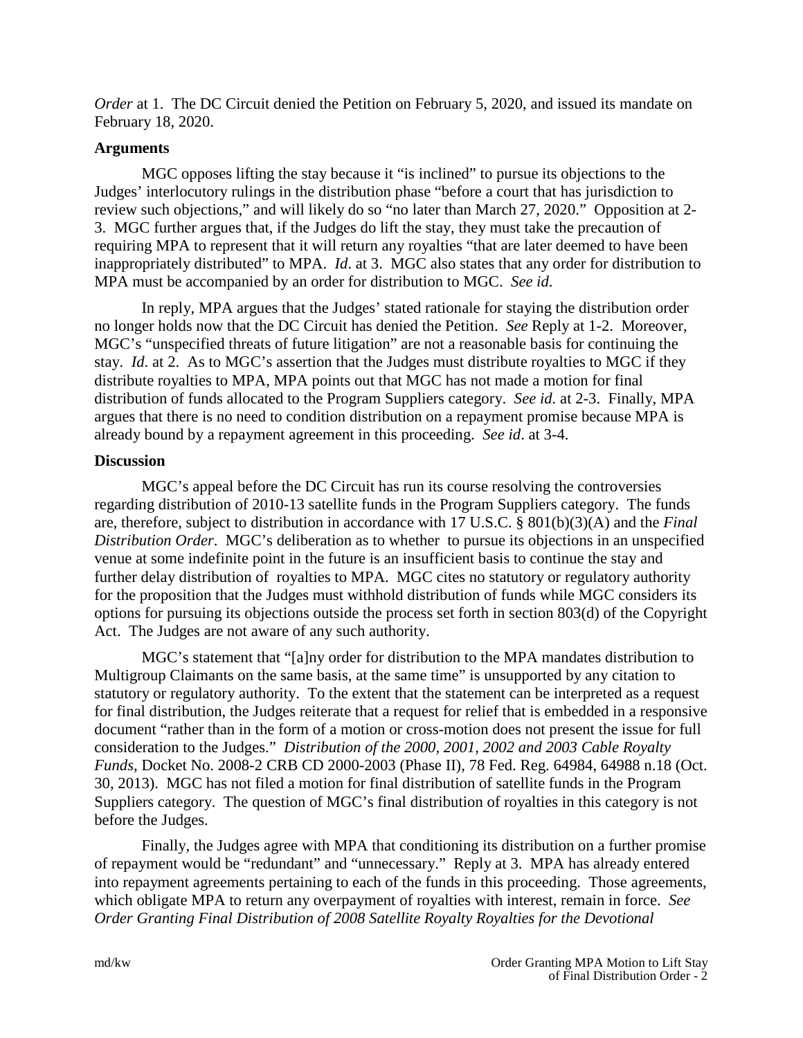*Order* at 1. The DC Circuit denied the Petition on February 5, 2020, and issued its mandate on February 18, 2020.

**Arguments**

MGC opposes lifting the stay because it "is inclined" to pursue its objections to the Judges' interlocutory rulings in the distribution phase "before a court that has jurisdiction to review such objections," and will likely do so "no later than March 27, 2020." Opposition at 2-3. MGC further argues that, if the Judges do lift the stay, they must take the precaution of requiring MPA to represent that it will return any royalties "that are later deemed to have been inappropriately distributed" to MPA. *Id*. at 3. MGC also states that any order for distribution to MPA must be accompanied by an order for distribution to MGC. *See id*.

In reply, MPA argues that the Judges' stated rationale for staying the distribution order no longer holds now that the DC Circuit has denied the Petition. *See* Reply at 1-2. Moreover, MGC's "unspecified threats of future litigation" are not a reasonable basis for continuing the stay. *Id*. at 2. As to MGC's assertion that the Judges must distribute royalties to MGC if they distribute royalties to MPA, MPA points out that MGC has not made a motion for final distribution of funds allocated to the Program Suppliers category. *See id*. at 2-3. Finally, MPA argues that there is no need to condition distribution on a repayment promise because MPA is already bound by a repayment agreement in this proceeding. *See id*. at 3-4.

**Discussion**

MGC's appeal before the DC Circuit has run its course resolving the controversies regarding distribution of 2010-13 satellite funds in the Program Suppliers category. The funds are, therefore, subject to distribution in accordance with 17 U.S.C. § 801(b)(3)(A) and the *Final Distribution Order*. MGC's deliberation as to whether to pursue its objections in an unspecified venue at some indefinite point in the future is an insufficient basis to continue the stay and further delay distribution of royalties to MPA. MGC cites no statutory or regulatory authority for the proposition that the Judges must withhold distribution of funds while MGC considers its options for pursuing its objections outside the process set forth in section 803(d) of the Copyright Act. The Judges are not aware of any such authority.

MGC's statement that "[a]ny order for distribution to the MPA mandates distribution to Multigroup Claimants on the same basis, at the same time" is unsupported by any citation to statutory or regulatory authority. To the extent that the statement can be interpreted as a request for final distribution, the Judges reiterate that a request for relief that is embedded in a responsive document "rather than in the form of a motion or cross-motion does not present the issue for full consideration to the Judges." *Distribution of the 2000, 2001, 2002 and 2003 Cable Royalty Funds*, Docket No. 2008-2 CRB CD 2000-2003 (Phase II), 78 Fed. Reg. 64984, 64988 n.18 (Oct. 30, 2013). MGC has not filed a motion for final distribution of satellite funds in the Program Suppliers category. The question of MGC's final distribution of royalties in this category is not before the Judges.

Finally, the Judges agree with MPA that conditioning its distribution on a further promise of repayment would be "redundant" and "unnecessary." Reply at 3. MPA has already entered into repayment agreements pertaining to each of the funds in this proceeding. Those agreements, which obligate MPA to return any overpayment of royalties with interest, remain in force. *See Order Granting Final Distribution of 2008 Satellite Royalty Royalties for the Devotional*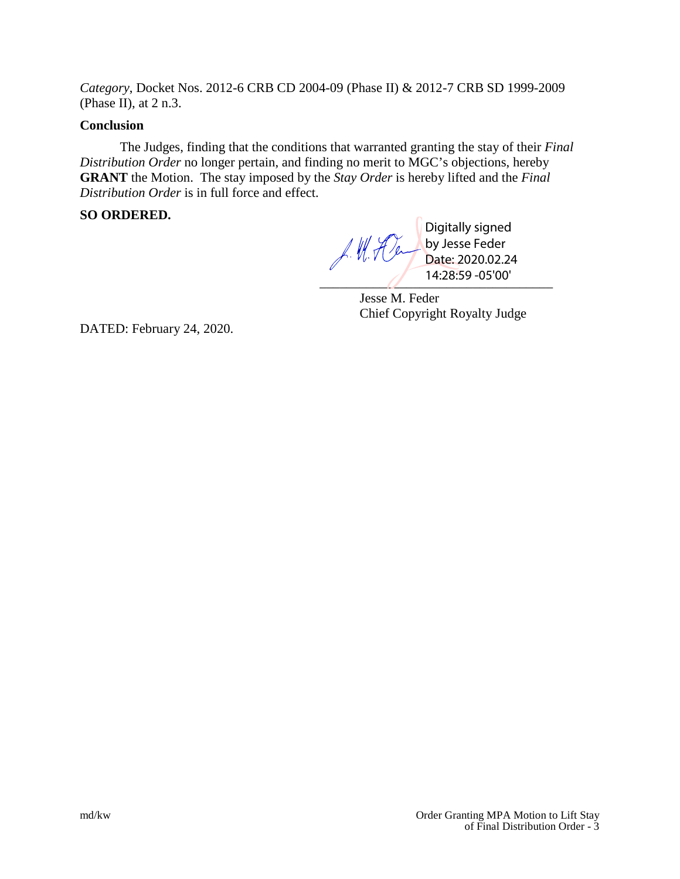*Category*, Docket Nos. 2012-6 CRB CD 2004-09 (Phase II) & 2012-7 CRB SD 1999-2009 (Phase II), at 2 n.3.

**Conclusion**

The Judges, finding that the conditions that warranted granting the stay of their *Final Distribution Order* no longer pertain, and finding no merit to MGC's objections, hereby **GRANT** the Motion. The stay imposed by the *Stay Order* is hereby lifted and the *Final Distribution Order* is in full force and effect.

**SO ORDERED.**

Digitally signed by Jesse Feder
Date: 2020.02.24 14:28:59 -05'00'

Jesse M. Feder
Chief Copyright Royalty Judge

DATED: February 24, 2020.

md/kw

Order Granting MPA Motion to Lift Stay of Final Distribution Order